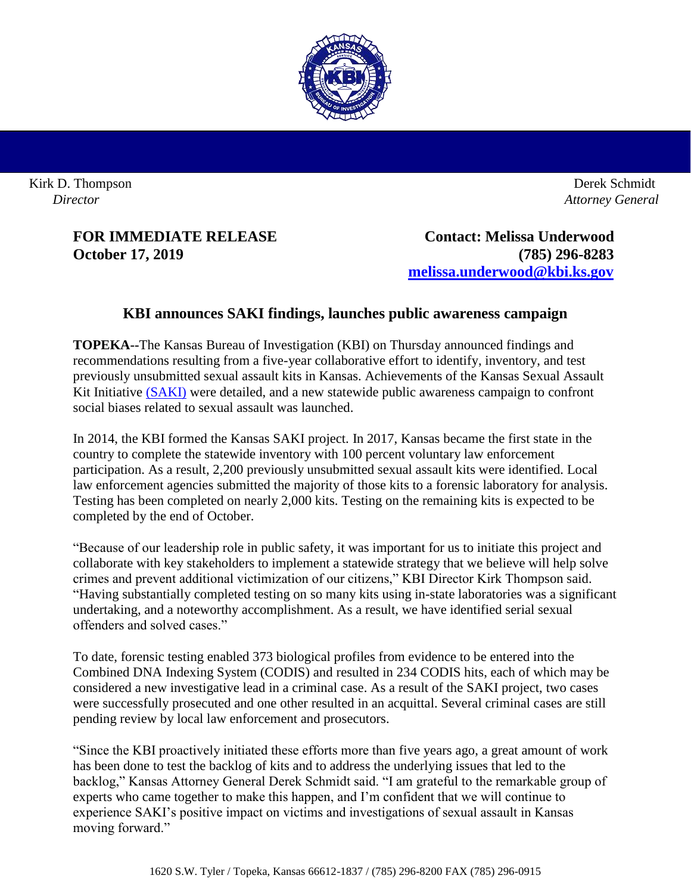Kirk D. Thompson
*Director*

Derek Schmidt
*Attorney General*

**FOR IMMEDIATE RELEASE**
**October 17, 2019**

**Contact: Melissa Underwood**
**(785) 296-8283**
**[melissa.underwood@kbi.ks.gov](mailto:melissa.underwood@kbi.ks.gov)**

## KBI announces SAKI findings, launches public awareness campaign

**TOPEKA--**The Kansas Bureau of Investigation (KBI) on Thursday announced findings and recommendations resulting from a five-year collaborative effort to identify, inventory, and test previously unsubmitted sexual assault kits in Kansas. Achievements of the Kansas Sexual Assault Kit Initiative (SAKI) were detailed, and a new statewide public awareness campaign to confront social biases related to sexual assault was launched.

In 2014, the KBI formed the Kansas SAKI project. In 2017, Kansas became the first state in the country to complete the statewide inventory with 100 percent voluntary law enforcement participation. As a result, 2,200 previously unsubmitted sexual assault kits were identified. Local law enforcement agencies submitted the majority of those kits to a forensic laboratory for analysis. Testing has been completed on nearly 2,000 kits. Testing on the remaining kits is expected to be completed by the end of October.

"Because of our leadership role in public safety, it was important for us to initiate this project and collaborate with key stakeholders to implement a statewide strategy that we believe will help solve crimes and prevent additional victimization of our citizens," KBI Director Kirk Thompson said. "Having substantially completed testing on so many kits using in-state laboratories was a significant undertaking, and a noteworthy accomplishment. As a result, we have identified serial sexual offenders and solved cases."

To date, forensic testing enabled 373 biological profiles from evidence to be entered into the Combined DNA Indexing System (CODIS) and resulted in 234 CODIS hits, each of which may be considered a new investigative lead in a criminal case. As a result of the SAKI project, two cases were successfully prosecuted and one other resulted in an acquittal. Several criminal cases are still pending review by local law enforcement and prosecutors.

"Since the KBI proactively initiated these efforts more than five years ago, a great amount of work has been done to test the backlog of kits and to address the underlying issues that led to the backlog," Kansas Attorney General Derek Schmidt said. "I am grateful to the remarkable group of experts who came together to make this happen, and I'm confident that we will continue to experience SAKI's positive impact on victims and investigations of sexual assault in Kansas moving forward."

1620 S.W. Tyler / Topeka, Kansas 66612-1837 / (785) 296-8200 FAX (785) 296-0915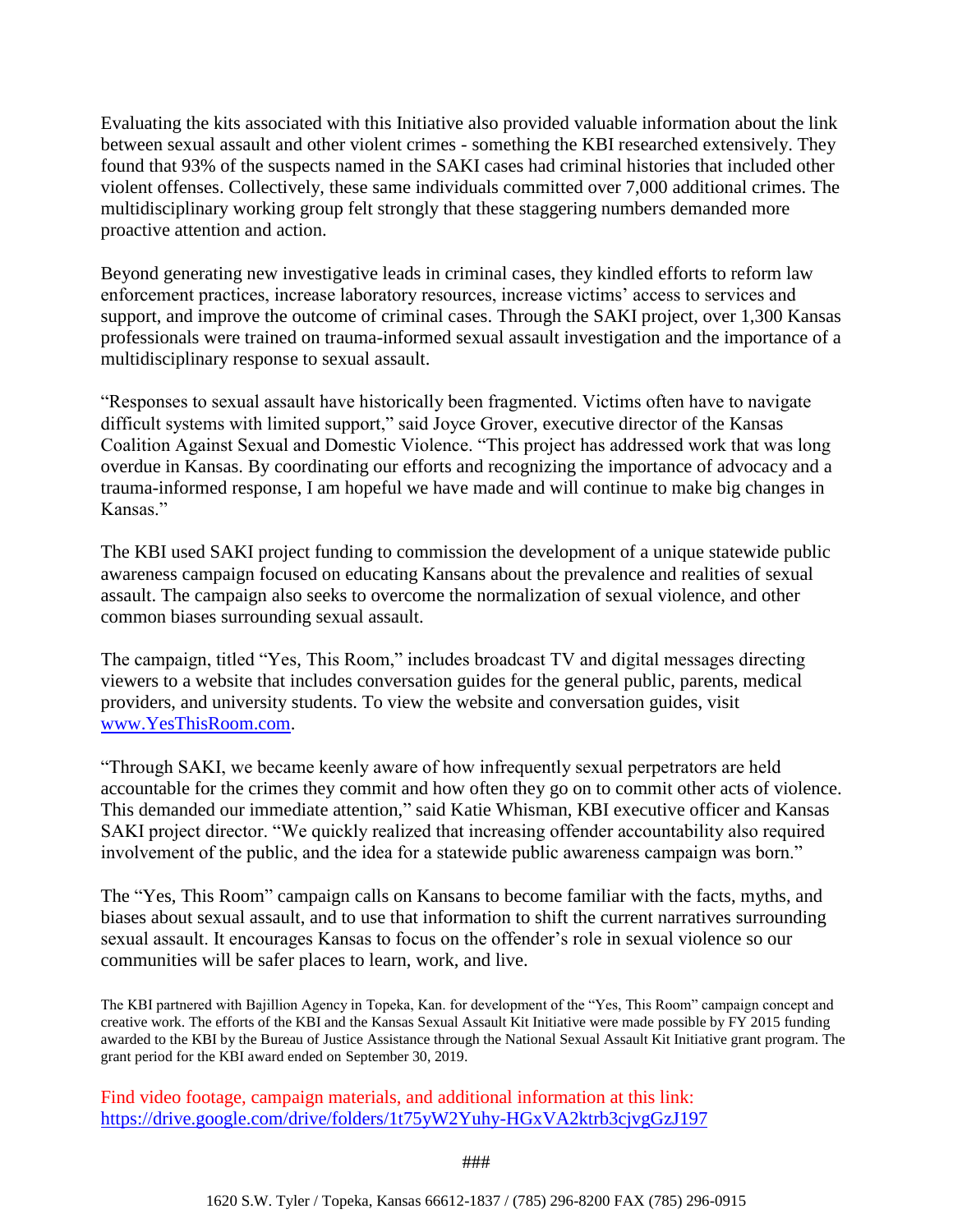Evaluating the kits associated with this Initiative also provided valuable information about the link between sexual assault and other violent crimes - something the KBI researched extensively. They found that 93% of the suspects named in the SAKI cases had criminal histories that included other violent offenses. Collectively, these same individuals committed over 7,000 additional crimes. The multidisciplinary working group felt strongly that these staggering numbers demanded more proactive attention and action.

Beyond generating new investigative leads in criminal cases, they kindled efforts to reform law enforcement practices, increase laboratory resources, increase victims' access to services and support, and improve the outcome of criminal cases. Through the SAKI project, over 1,300 Kansas professionals were trained on trauma-informed sexual assault investigation and the importance of a multidisciplinary response to sexual assault.

"Responses to sexual assault have historically been fragmented. Victims often have to navigate difficult systems with limited support," said Joyce Grover, executive director of the Kansas Coalition Against Sexual and Domestic Violence. "This project has addressed work that was long overdue in Kansas. By coordinating our efforts and recognizing the importance of advocacy and a trauma-informed response, I am hopeful we have made and will continue to make big changes in Kansas."

The KBI used SAKI project funding to commission the development of a unique statewide public awareness campaign focused on educating Kansans about the prevalence and realities of sexual assault. The campaign also seeks to overcome the normalization of sexual violence, and other common biases surrounding sexual assault.

The campaign, titled "Yes, This Room," includes broadcast TV and digital messages directing viewers to a website that includes conversation guides for the general public, parents, medical providers, and university students. To view the website and conversation guides, visit [www.YesThisRoom.com](http://www.YesThisRoom.com).

"Through SAKI, we became keenly aware of how infrequently sexual perpetrators are held accountable for the crimes they commit and how often they go on to commit other acts of violence. This demanded our immediate attention," said Katie Whisman, KBI executive officer and Kansas SAKI project director. "We quickly realized that increasing offender accountability also required involvement of the public, and the idea for a statewide public awareness campaign was born."

The "Yes, This Room" campaign calls on Kansans to become familiar with the facts, myths, and biases about sexual assault, and to use that information to shift the current narratives surrounding sexual assault. It encourages Kansas to focus on the offender's role in sexual violence so our communities will be safer places to learn, work, and live.

The KBI partnered with Bajillion Agency in Topeka, Kan. for development of the "Yes, This Room" campaign concept and creative work. The efforts of the KBI and the Kansas Sexual Assault Kit Initiative were made possible by FY 2015 funding awarded to the KBI by the Bureau of Justice Assistance through the National Sexual Assault Kit Initiative grant program. The grant period for the KBI award ended on September 30, 2019.

Find video footage, campaign materials, and additional information at this link: [https://drive.google.com/drive/folders/1t75yW2Yuhy-HGxVA2ktrb3cjvgGzJ197](https://drive.google.com/drive/folders/1t75yW2Yuhy-HGxVA2ktrb3cjvgGzJ197)

###

1620 S.W. Tyler / Topeka, Kansas 66612-1837 / (785) 296-8200 FAX (785) 296-0915